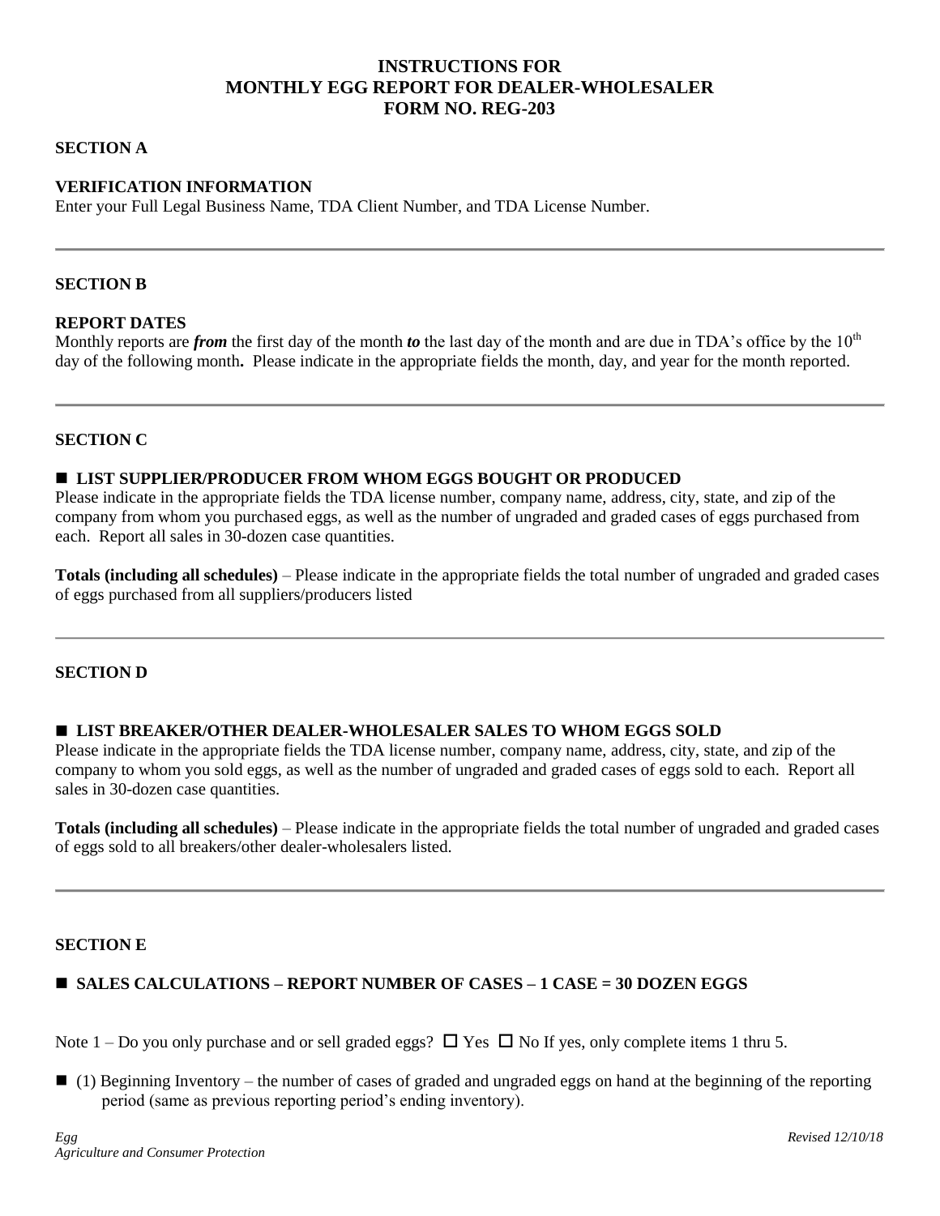# INSTRUCTIONS FOR MONTHLY EGG REPORT FOR DEALER-WHOLESALER FORM NO. REG-203

## SECTION A

### VERIFICATION INFORMATION

Enter your Full Legal Business Name, TDA Client Number, and TDA License Number.

---

## SECTION B

### REPORT DATES

Monthly reports are ***from*** the first day of the month ***to*** the last day of the month and are due in TDA's office by the 10th day of the following month**.** Please indicate in the appropriate fields the month, day, and year for the month reported.

---

## SECTION C

### ■ LIST SUPPLIER/PRODUCER FROM WHOM EGGS BOUGHT OR PRODUCED

Please indicate in the appropriate fields the TDA license number, company name, address, city, state, and zip of the company from whom you purchased eggs, as well as the number of ungraded and graded cases of eggs purchased from each. Report all sales in 30-dozen case quantities.

**Totals (including all schedules)** – Please indicate in the appropriate fields the total number of ungraded and graded cases of eggs purchased from all suppliers/producers listed

---

## SECTION D

### ■ LIST BREAKER/OTHER DEALER-WHOLESALER SALES TO WHOM EGGS SOLD

Please indicate in the appropriate fields the TDA license number, company name, address, city, state, and zip of the company to whom you sold eggs, as well as the number of ungraded and graded cases of eggs sold to each. Report all sales in 30-dozen case quantities.

**Totals (including all schedules)** – Please indicate in the appropriate fields the total number of ungraded and graded cases of eggs sold to all breakers/other dealer-wholesalers listed.

---

## SECTION E

### ■ SALES CALCULATIONS – REPORT NUMBER OF CASES – 1 CASE = 30 DOZEN EGGS

Note 1 – Do you only purchase and or sell graded eggs? ☐ Yes ☐ No If yes, only complete items 1 thru 5.

■ (1) Beginning Inventory – the number of cases of graded and ungraded eggs on hand at the beginning of the reporting period (same as previous reporting period's ending inventory).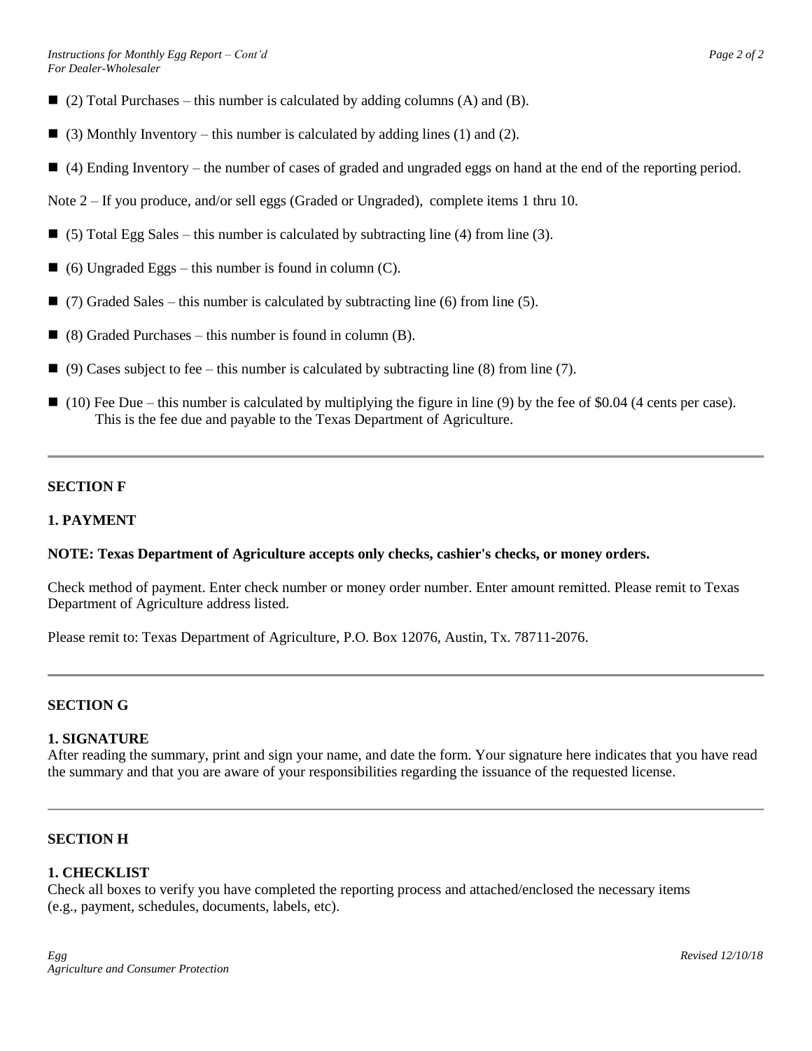- (2) Total Purchases – this number is calculated by adding columns (A) and (B).
- (3) Monthly Inventory – this number is calculated by adding lines (1) and (2).
- (4) Ending Inventory – the number of cases of graded and ungraded eggs on hand at the end of the reporting period.

Note 2 – If you produce, and/or sell eggs (Graded or Ungraded), complete items 1 thru 10.

- (5) Total Egg Sales – this number is calculated by subtracting line (4) from line (3).
- (6) Ungraded Eggs – this number is found in column (C).
- (7) Graded Sales – this number is calculated by subtracting line (6) from line (5).
- (8) Graded Purchases – this number is found in column (B).
- (9) Cases subject to fee – this number is calculated by subtracting line (8) from line (7).
- (10) Fee Due – this number is calculated by multiplying the figure in line (9) by the fee of $0.04 (4 cents per case). This is the fee due and payable to the Texas Department of Agriculture.

---

**SECTION F**

**1. PAYMENT**

**NOTE: Texas Department of Agriculture accepts only checks, cashier's checks, or money orders.**

Check method of payment. Enter check number or money order number. Enter amount remitted. Please remit to Texas Department of Agriculture address listed.

Please remit to: Texas Department of Agriculture, P.O. Box 12076, Austin, Tx. 78711-2076.

---

**SECTION G**

**1. SIGNATURE**

After reading the summary, print and sign your name, and date the form. Your signature here indicates that you have read the summary and that you are aware of your responsibilities regarding the issuance of the requested license.

---

**SECTION H**

**1. CHECKLIST**

Check all boxes to verify you have completed the reporting process and attached/enclosed the necessary items (e.g., payment, schedules, documents, labels, etc).